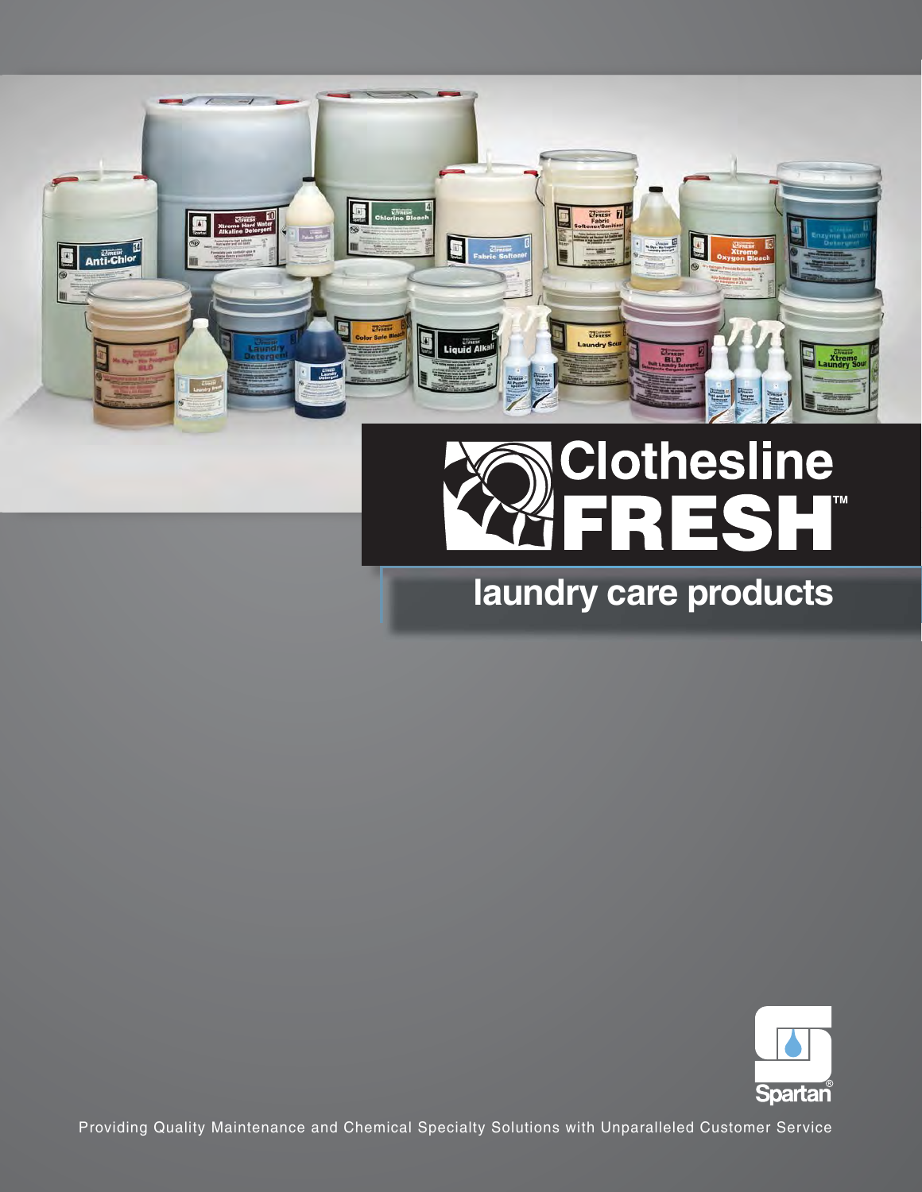# Clothesline FRESH™

## laundry care products

Spartan®

Providing Quality Maintenance and Chemical Specialty Solutions with Unparalleled Customer Service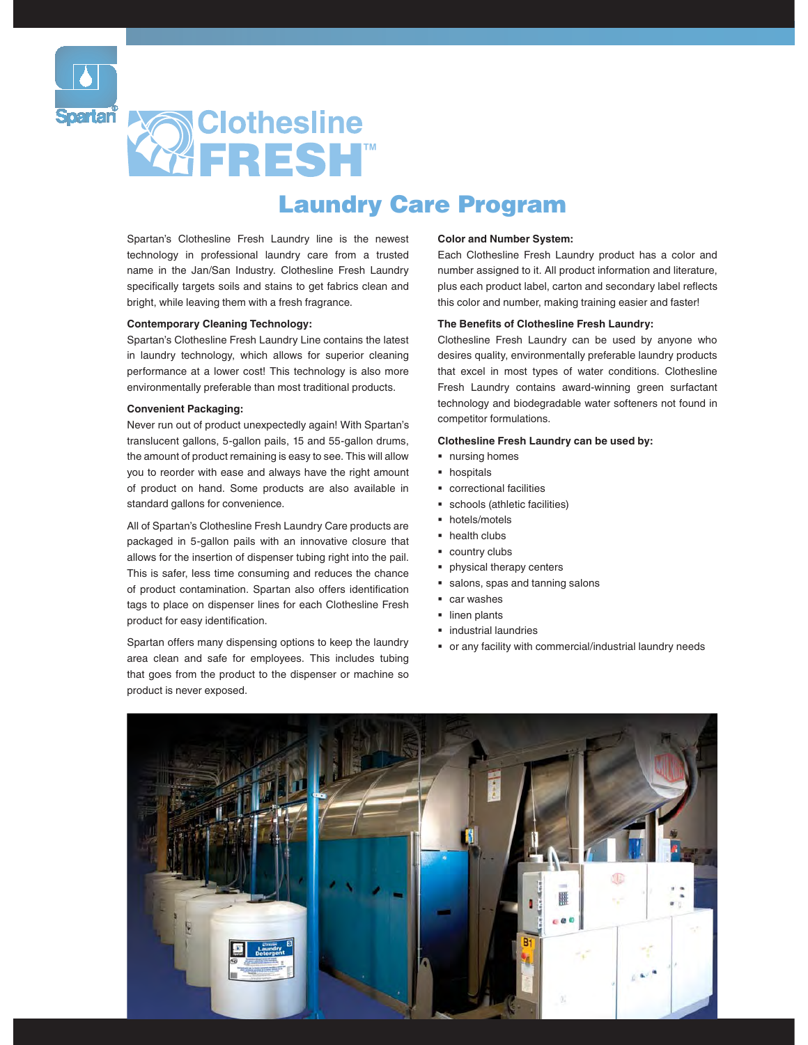# Clothesline FRESH™

## Laundry Care Program

Spartan's Clothesline Fresh Laundry line is the newest technology in professional laundry care from a trusted name in the Jan/San Industry. Clothesline Fresh Laundry specifically targets soils and stains to get fabrics clean and bright, while leaving them with a fresh fragrance.

**Contemporary Cleaning Technology:**
Spartan's Clothesline Fresh Laundry Line contains the latest in laundry technology, which allows for superior cleaning performance at a lower cost! This technology is also more environmentally preferable than most traditional products.

**Convenient Packaging:**
Never run out of product unexpectedly again! With Spartan's translucent gallons, 5-gallon pails, 15 and 55-gallon drums, the amount of product remaining is easy to see. This will allow you to reorder with ease and always have the right amount of product on hand. Some products are also available in standard gallons for convenience.

All of Spartan's Clothesline Fresh Laundry Care products are packaged in 5-gallon pails with an innovative closure that allows for the insertion of dispenser tubing right into the pail. This is safer, less time consuming and reduces the chance of product contamination. Spartan also offers identification tags to place on dispenser lines for each Clothesline Fresh product for easy identification.

Spartan offers many dispensing options to keep the laundry area clean and safe for employees. This includes tubing that goes from the product to the dispenser or machine so product is never exposed.

**Color and Number System:**
Each Clothesline Fresh Laundry product has a color and number assigned to it. All product information and literature, plus each product label, carton and secondary label reflects this color and number, making training easier and faster!

**The Benefits of Clothesline Fresh Laundry:**
Clothesline Fresh Laundry can be used by anyone who desires quality, environmentally preferable laundry products that excel in most types of water conditions. Clothesline Fresh Laundry contains award-winning green surfactant technology and biodegradable water softeners not found in competitor formulations.

**Clothesline Fresh Laundry can be used by:**

- nursing homes
- hospitals
- correctional facilities
- schools (athletic facilities)
- hotels/motels
- health clubs
- country clubs
- physical therapy centers
- salons, spas and tanning salons
- car washes
- linen plants
- industrial laundries
- or any facility with commercial/industrial laundry needs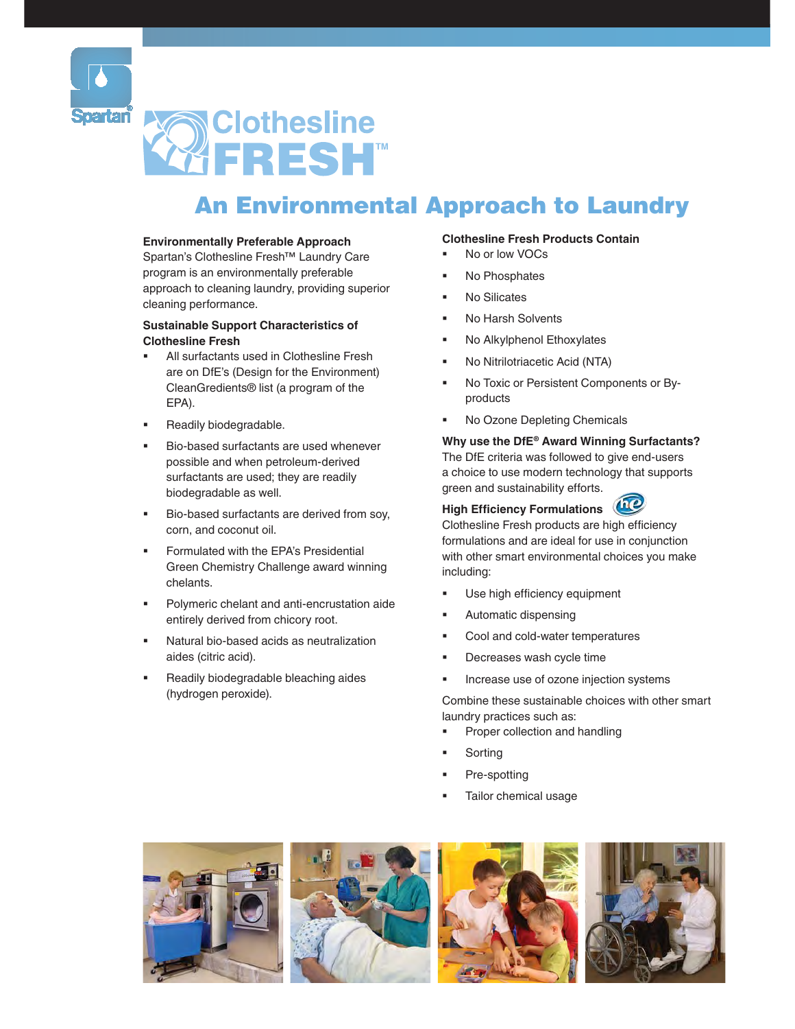# Clothesline FRESH™

## An Environmental Approach to Laundry

**Environmentally Preferable Approach**
Spartan's Clothesline Fresh™ Laundry Care program is an environmentally preferable approach to cleaning laundry, providing superior cleaning performance.

**Sustainable Support Characteristics of Clothesline Fresh**

- All surfactants used in Clothesline Fresh are on DfE's (Design for the Environment) CleanGredients® list (a program of the EPA).
- Readily biodegradable.
- Bio-based surfactants are used whenever possible and when petroleum-derived surfactants are used; they are readily biodegradable as well.
- Bio-based surfactants are derived from soy, corn, and coconut oil.
- Formulated with the EPA's Presidential Green Chemistry Challenge award winning chelants.
- Polymeric chelant and anti-encrustation aide entirely derived from chicory root.
- Natural bio-based acids as neutralization aides (citric acid).
- Readily biodegradable bleaching aides (hydrogen peroxide).

**Clothesline Fresh Products Contain**

- No or low VOCs
- No Phosphates
- No Silicates
- No Harsh Solvents
- No Alkylphenol Ethoxylates
- No Nitrilotriacetic Acid (NTA)
- No Toxic or Persistent Components or By-products
- No Ozone Depleting Chemicals

**Why use the DfE® Award Winning Surfactants?**
The DfE criteria was followed to give end-users a choice to use modern technology that supports green and sustainability efforts.

**High Efficiency Formulations**
Clothesline Fresh products are high efficiency formulations and are ideal for use in conjunction with other smart environmental choices you make including:

- Use high efficiency equipment
- Automatic dispensing
- Cool and cold-water temperatures
- Decreases wash cycle time
- Increase use of ozone injection systems

Combine these sustainable choices with other smart laundry practices such as:

- Proper collection and handling
- Sorting
- Pre-spotting
- Tailor chemical usage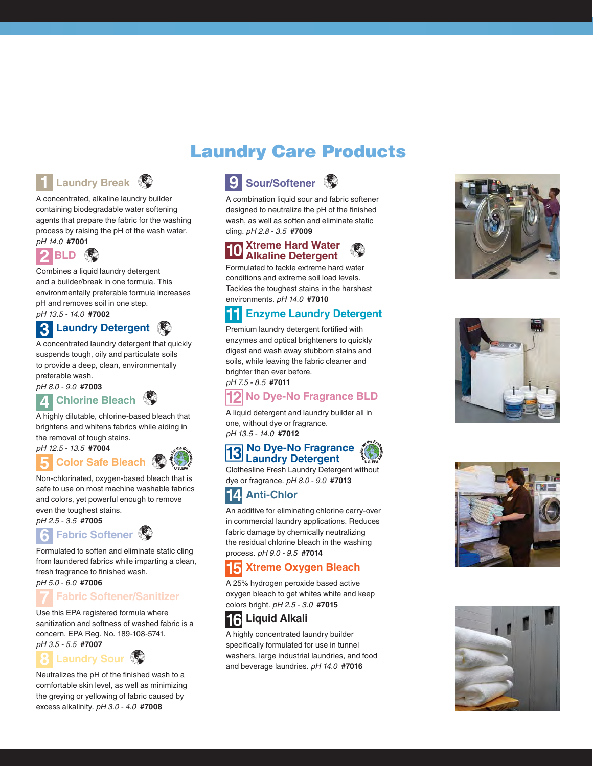# Laundry Care Products

## 1 Laundry Break

A concentrated, alkaline laundry builder containing biodegradable water softening agents that prepare the fabric for the washing process by raising the pH of the wash water.
*pH 14.0* **#7001**

## 2 BLD

Combines a liquid laundry detergent and a builder/break in one formula. This environmentally preferable formula increases pH and removes soil in one step.
*pH 13.5 - 14.0* **#7002**

## 3 Laundry Detergent

A concentrated laundry detergent that quickly suspends tough, oily and particulate soils to provide a deep, clean, environmentally preferable wash.
*pH 8.0 - 9.0* **#7003**

## 4 Chlorine Bleach

A highly dilutable, chlorine-based bleach that brightens and whitens fabrics while aiding in the removal of tough stains.
*pH 12.5 - 13.5* **#7004**

## 5 Color Safe Bleach

Non-chlorinated, oxygen-based bleach that is safe to use on most machine washable fabrics and colors, yet powerful enough to remove even the toughest stains.
*pH 2.5 - 3.5* **#7005**

## 6 Fabric Softener

Formulated to soften and eliminate static cling from laundered fabrics while imparting a clean, fresh fragrance to finished wash.
*pH 5.0 - 6.0* **#7006**

## 7 Fabric Softener/Sanitizer

Use this EPA registered formula where sanitization and softness of washed fabric is a concern. EPA Reg. No. 189-108-5741.
*pH 3.5 - 5.5* **#7007**

## 8 Laundry Sour

Neutralizes the pH of the finished wash to a comfortable skin level, as well as minimizing the greying or yellowing of fabric caused by excess alkalinity. *pH 3.0 - 4.0* **#7008**

## 9 Sour/Softener

A combination liquid sour and fabric softener designed to neutralize the pH of the finished wash, as well as soften and eliminate static cling. *pH 2.8 - 3.5* **#7009**

## 10 Xtreme Hard Water Alkaline Detergent

Formulated to tackle extreme hard water conditions and extreme soil load levels. Tackles the toughest stains in the harshest environments. *pH 14.0* **#7010**

## 11 Enzyme Laundry Detergent

Premium laundry detergent fortified with enzymes and optical brighteners to quickly digest and wash away stubborn stains and soils, while leaving the fabric cleaner and brighter than ever before.
*pH 7.5 - 8.5* **#7011**

## 12 No Dye-No Fragrance BLD

A liquid detergent and laundry builder all in one, without dye or fragrance.
*pH 13.5 - 14.0* **#7012**

## 13 No Dye-No Fragrance Laundry Detergent

Clothesline Fresh Laundry Detergent without dye or fragrance. *pH 8.0 - 9.0* **#7013**

## 14 Anti-Chlor

An additive for eliminating chlorine carry-over in commercial laundry applications. Reduces fabric damage by chemically neutralizing the residual chlorine bleach in the washing process. *pH 9.0 - 9.5* **#7014**

## 15 Xtreme Oxygen Bleach

A 25% hydrogen peroxide based active oxygen bleach to get whites white and keep colors bright. *pH 2.5 - 3.0* **#7015**

## 16 Liquid Alkali

A highly concentrated laundry builder specifically formulated for use in tunnel washers, large industrial laundries, and food and beverage laundries. *pH 14.0* **#7016**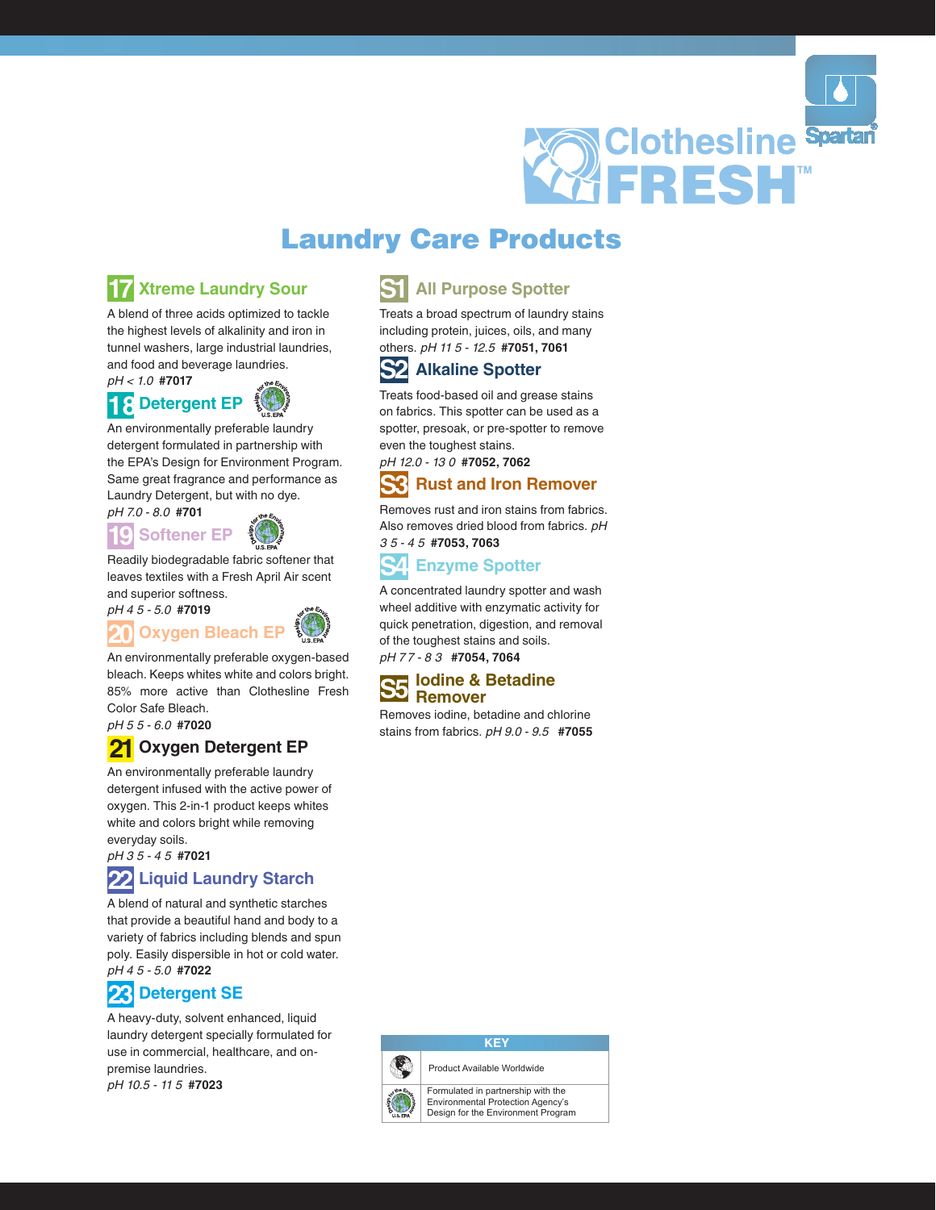Clothesline FRESH™

Spartan®

# Laundry Care Products

## 17 Xtreme Laundry Sour

A blend of three acids optimized to tackle the highest levels of alkalinity and iron in tunnel washers, large industrial laundries, and food and beverage laundries.
*pH < 1.0* **#7017**

## 18 Detergent EP

An environmentally preferable laundry detergent formulated in partnership with the EPA's Design for Environment Program. Same great fragrance and performance as Laundry Detergent, but with no dye.
*pH 7.0 - 8.0* **#701**

## 19 Softener EP

Readily biodegradable fabric softener that leaves textiles with a Fresh April Air scent and superior softness.
*pH 4 5 - 5.0* **#7019**

## 20 Oxygen Bleach EP

An environmentally preferable oxygen-based bleach. Keeps whites white and colors bright. 85% more active than Clothesline Fresh Color Safe Bleach.
*pH 5 5 - 6.0* **#7020**

## 21 Oxygen Detergent EP

An environmentally preferable laundry detergent infused with the active power of oxygen. This 2-in-1 product keeps whites white and colors bright while removing everyday soils.
*pH 3 5 - 4 5* **#7021**

## 22 Liquid Laundry Starch

A blend of natural and synthetic starches that provide a beautiful hand and body to a variety of fabrics including blends and spun poly. Easily dispersible in hot or cold water.
*pH 4 5 - 5.0* **#7022**

## 23 Detergent SE

A heavy-duty, solvent enhanced, liquid laundry detergent specially formulated for use in commercial, healthcare, and on-premise laundries.
*pH 10.5 - 11 5* **#7023**

## S1 All Purpose Spotter

Treats a broad spectrum of laundry stains including protein, juices, oils, and many others. *pH 11 5 - 12.5* **#7051, 7061**

## S2 Alkaline Spotter

Treats food-based oil and grease stains on fabrics. This spotter can be used as a spotter, presoak, or pre-spotter to remove even the toughest stains.
*pH 12.0 - 13 0* **#7052, 7062**

## S3 Rust and Iron Remover

Removes rust and iron stains from fabrics. Also removes dried blood from fabrics. *pH 3 5 - 4 5* **#7053, 7063**

## S4 Enzyme Spotter

A concentrated laundry spotter and wash wheel additive with enzymatic activity for quick penetration, digestion, and removal of the toughest stains and soils.
*pH 7 7 - 8 3* **#7054, 7064**

## S5 Iodine & Betadine Remover

Removes iodine, betadine and chlorine stains from fabrics. *pH 9.0 - 9.5* **#7055**

| KEY | |
|---|---|
| (globe icon) | Product Available Worldwide |
| (Design for the Environment U.S. EPA icon) | Formulated in partnership with the Environmental Protection Agency's Design for the Environment Program |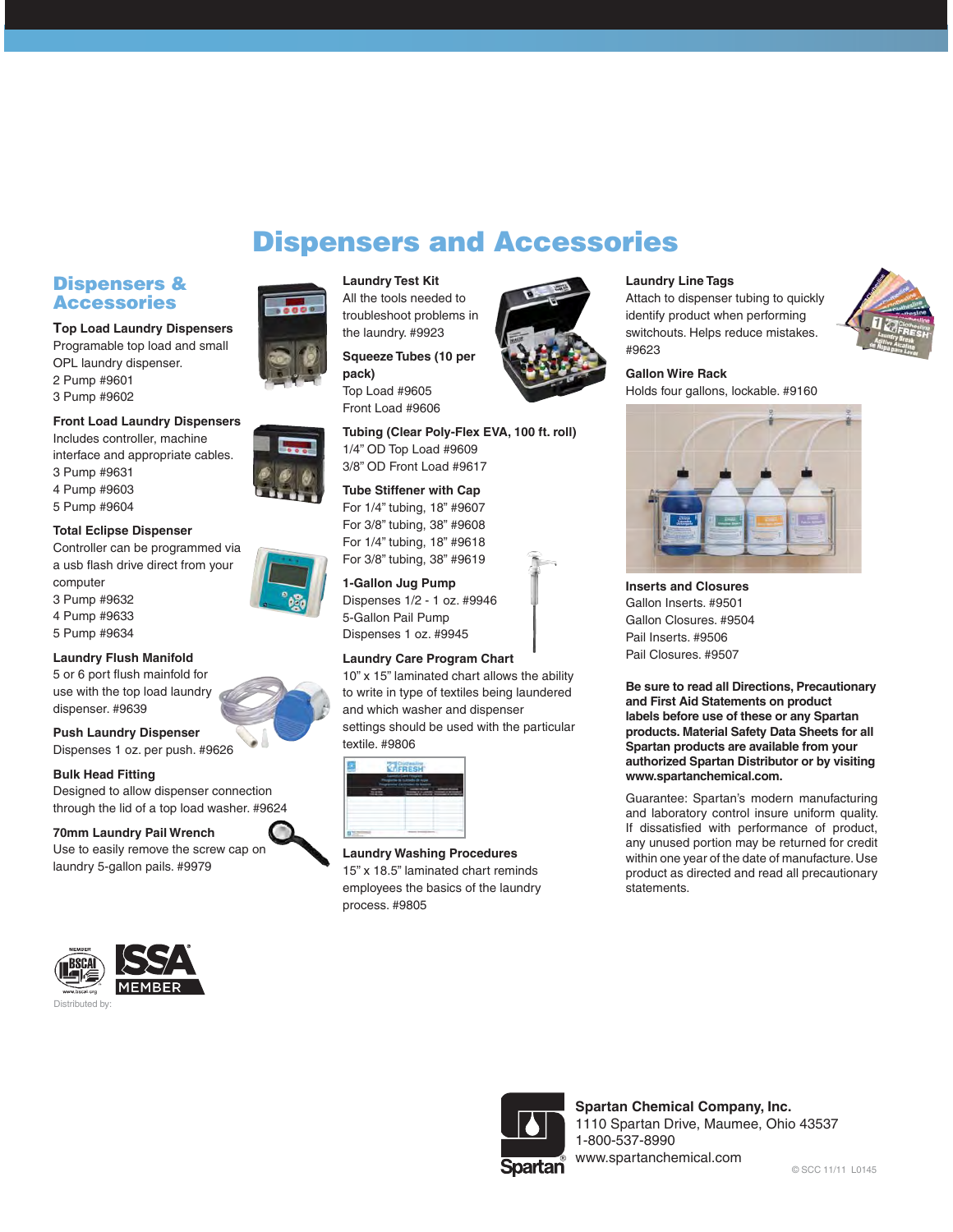# Dispensers and Accessories

## Dispensers & Accessories

**Top Load Laundry Dispensers**
Programable top load and small OPL laundry dispenser.
2 Pump #9601
3 Pump #9602

**Front Load Laundry Dispensers**
Includes controller, machine interface and appropriate cables.
3 Pump #9631
4 Pump #9603
5 Pump #9604

**Total Eclipse Dispenser**
Controller can be programmed via a usb flash drive direct from your computer
3 Pump #9632
4 Pump #9633
5 Pump #9634

**Laundry Flush Manifold**
5 or 6 port flush mainfold for use with the top load laundry dispenser. #9639

**Push Laundry Dispenser**
Dispenses 1 oz. per push. #9626

**Bulk Head Fitting**
Designed to allow dispenser connection through the lid of a top load washer. #9624

**70mm Laundry Pail Wrench**
Use to easily remove the screw cap on laundry 5-gallon pails. #9979

**Laundry Test Kit**
All the tools needed to troubleshoot problems in the laundry. #9923

**Squeeze Tubes (10 per pack)**
Top Load #9605
Front Load #9606

**Tubing (Clear Poly-Flex EVA, 100 ft. roll)**
1/4" OD Top Load #9609
3/8" OD Front Load #9617

**Tube Stiffener with Cap**
For 1/4" tubing, 18" #9607
For 3/8" tubing, 38" #9608
For 1/4" tubing, 18" #9618
For 3/8" tubing, 38" #9619

**1-Gallon Jug Pump**
Dispenses 1/2 - 1 oz. #9946
5-Gallon Pail Pump
Dispenses 1 oz. #9945

**Laundry Care Program Chart**
10" x 15" laminated chart allows the ability to write in type of textiles being laundered and which washer and dispenser settings should be used with the particular textile. #9806

**Laundry Washing Procedures**
15" x 18.5" laminated chart reminds employees the basics of the laundry process. #9805

**Laundry Line Tags**
Attach to dispenser tubing to quickly identify product when performing switchouts. Helps reduce mistakes. #9623

**Gallon Wire Rack**
Holds four gallons, lockable. #9160

**Inserts and Closures**
Gallon Inserts. #9501
Gallon Closures. #9504
Pail Inserts. #9506
Pail Closures. #9507

**Be sure to read all Directions, Precautionary and First Aid Statements on product labels before use of these or any Spartan products. Material Safety Data Sheets for all Spartan products are available from your authorized Spartan Distributor or by visiting www.spartanchemical.com.**

Guarantee: Spartan's modern manufacturing and laboratory control insure uniform quality. If dissatisfied with performance of product, any unused portion may be returned for credit within one year of the date of manufacture. Use product as directed and read all precautionary statements.

MEMBER BSCAI www.bscai.org
ISSA MEMBER

Distributed by:

**Spartan Chemical Company, Inc.**
1110 Spartan Drive, Maumee, Ohio 43537
1-800-537-8990
www.spartanchemical.com

© SCC 11/11 L0145